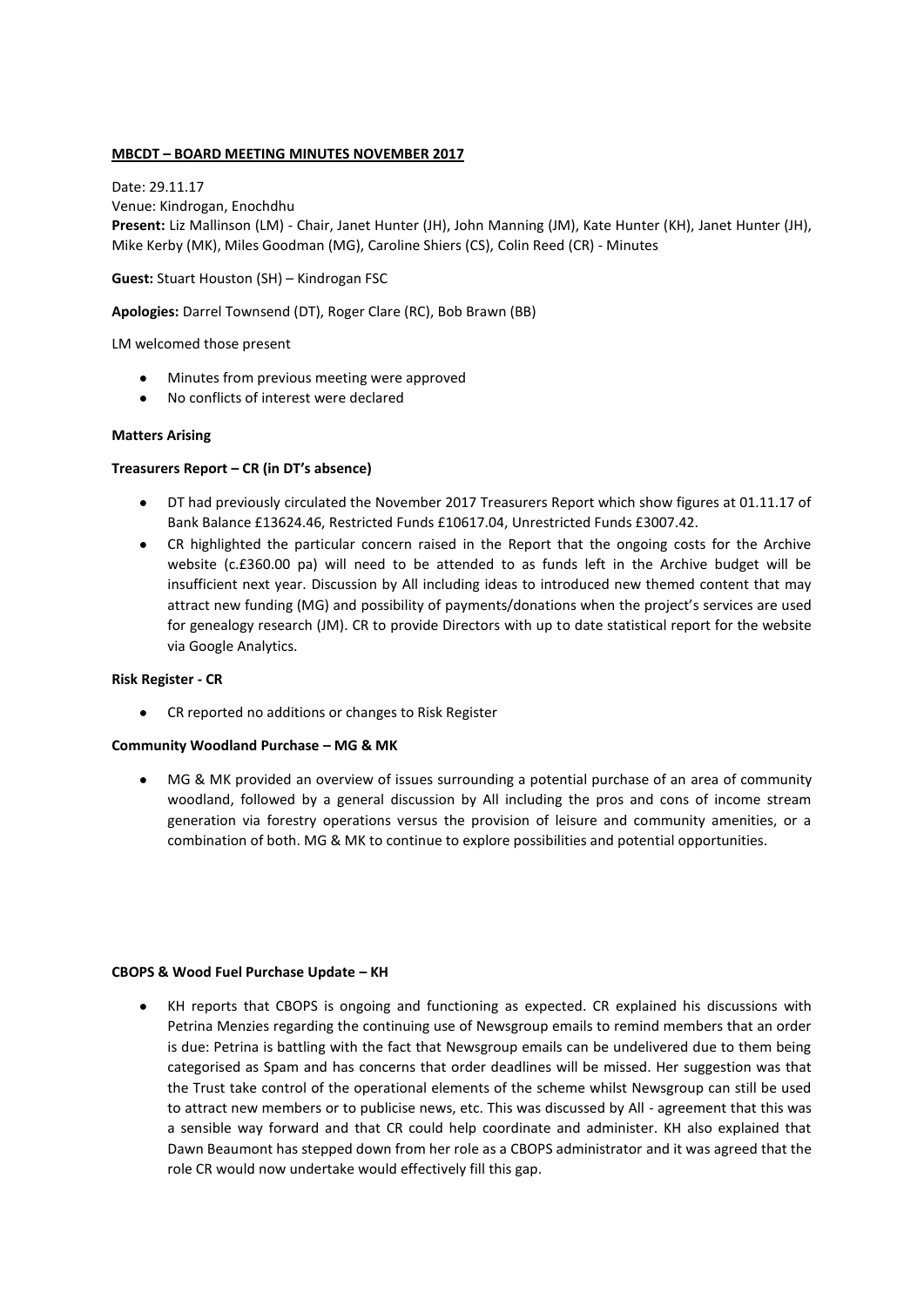**MBCDT – BOARD MEETING MINUTES NOVEMBER 2017**

Date: 29.11.17
Venue: Kindrogan, Enochdhu
**Present:** Liz Mallinson (LM) - Chair, Janet Hunter (JH), John Manning (JM), Kate Hunter (KH), Janet Hunter (JH), Mike Kerby (MK), Miles Goodman (MG), Caroline Shiers (CS), Colin Reed (CR) - Minutes

**Guest:** Stuart Houston (SH) – Kindrogan FSC

**Apologies:** Darrel Townsend (DT), Roger Clare (RC), Bob Brawn (BB)

LM welcomed those present

- Minutes from previous meeting were approved
- No conflicts of interest were declared

**Matters Arising**

**Treasurers Report – CR (in DT's absence)**

- DT had previously circulated the November 2017 Treasurers Report which show figures at 01.11.17 of Bank Balance £13624.46, Restricted Funds £10617.04, Unrestricted Funds £3007.42.
- CR highlighted the particular concern raised in the Report that the ongoing costs for the Archive website (c.£360.00 pa) will need to be attended to as funds left in the Archive budget will be insufficient next year. Discussion by All including ideas to introduced new themed content that may attract new funding (MG) and possibility of payments/donations when the project's services are used for genealogy research (JM). CR to provide Directors with up to date statistical report for the website via Google Analytics.

**Risk Register - CR**

- CR reported no additions or changes to Risk Register

**Community Woodland Purchase – MG & MK**

- MG & MK provided an overview of issues surrounding a potential purchase of an area of community woodland, followed by a general discussion by All including the pros and cons of income stream generation via forestry operations versus the provision of leisure and community amenities, or a combination of both. MG & MK to continue to explore possibilities and potential opportunities.

**CBOPS & Wood Fuel Purchase Update – KH**

- KH reports that CBOPS is ongoing and functioning as expected. CR explained his discussions with Petrina Menzies regarding the continuing use of Newsgroup emails to remind members that an order is due: Petrina is battling with the fact that Newsgroup emails can be undelivered due to them being categorised as Spam and has concerns that order deadlines will be missed. Her suggestion was that the Trust take control of the operational elements of the scheme whilst Newsgroup can still be used to attract new members or to publicise news, etc. This was discussed by All - agreement that this was a sensible way forward and that CR could help coordinate and administer. KH also explained that Dawn Beaumont has stepped down from her role as a CBOPS administrator and it was agreed that the role CR would now undertake would effectively fill this gap.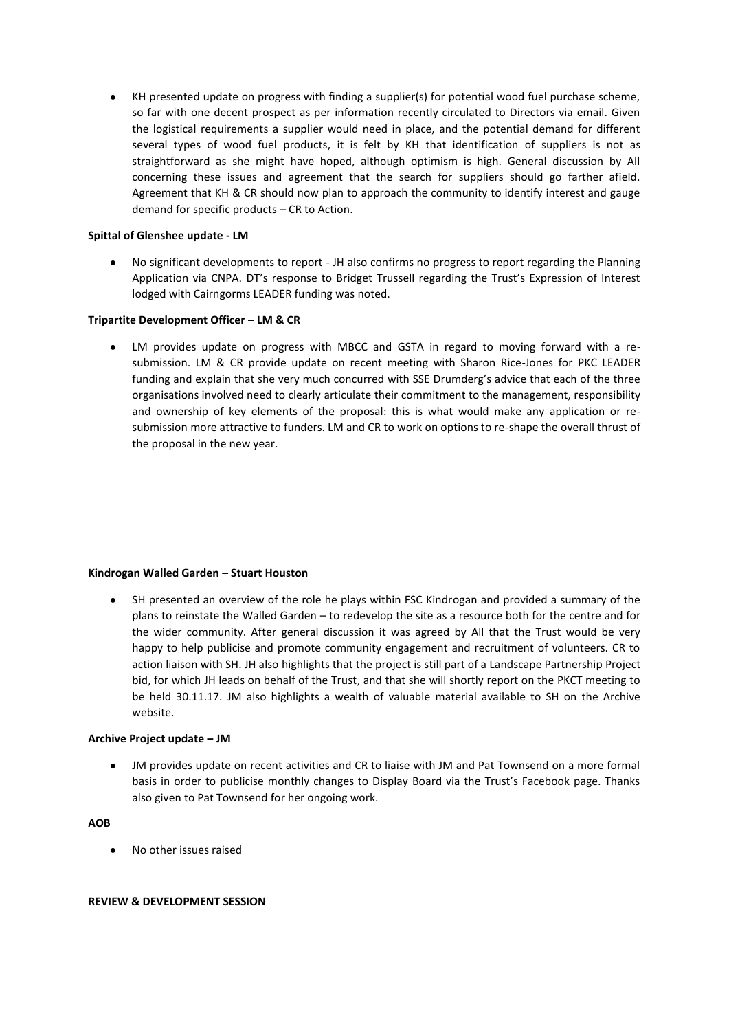- KH presented update on progress with finding a supplier(s) for potential wood fuel purchase scheme, so far with one decent prospect as per information recently circulated to Directors via email. Given the logistical requirements a supplier would need in place, and the potential demand for different several types of wood fuel products, it is felt by KH that identification of suppliers is not as straightforward as she might have hoped, although optimism is high. General discussion by All concerning these issues and agreement that the search for suppliers should go farther afield. Agreement that KH & CR should now plan to approach the community to identify interest and gauge demand for specific products – CR to Action.

**Spittal of Glenshee update - LM**

- No significant developments to report - JH also confirms no progress to report regarding the Planning Application via CNPA. DT's response to Bridget Trussell regarding the Trust's Expression of Interest lodged with Cairngorms LEADER funding was noted.

**Tripartite Development Officer – LM & CR**

- LM provides update on progress with MBCC and GSTA in regard to moving forward with a re-submission. LM & CR provide update on recent meeting with Sharon Rice-Jones for PKC LEADER funding and explain that she very much concurred with SSE Drumderg's advice that each of the three organisations involved need to clearly articulate their commitment to the management, responsibility and ownership of key elements of the proposal: this is what would make any application or re-submission more attractive to funders. LM and CR to work on options to re-shape the overall thrust of the proposal in the new year.

**Kindrogan Walled Garden – Stuart Houston**

- SH presented an overview of the role he plays within FSC Kindrogan and provided a summary of the plans to reinstate the Walled Garden – to redevelop the site as a resource both for the centre and for the wider community. After general discussion it was agreed by All that the Trust would be very happy to help publicise and promote community engagement and recruitment of volunteers. CR to action liaison with SH. JH also highlights that the project is still part of a Landscape Partnership Project bid, for which JH leads on behalf of the Trust, and that she will shortly report on the PKCT meeting to be held 30.11.17. JM also highlights a wealth of valuable material available to SH on the Archive website.

**Archive Project update – JM**

- JM provides update on recent activities and CR to liaise with JM and Pat Townsend on a more formal basis in order to publicise monthly changes to Display Board via the Trust's Facebook page. Thanks also given to Pat Townsend for her ongoing work.

**AOB**

- No other issues raised

**REVIEW & DEVELOPMENT SESSION**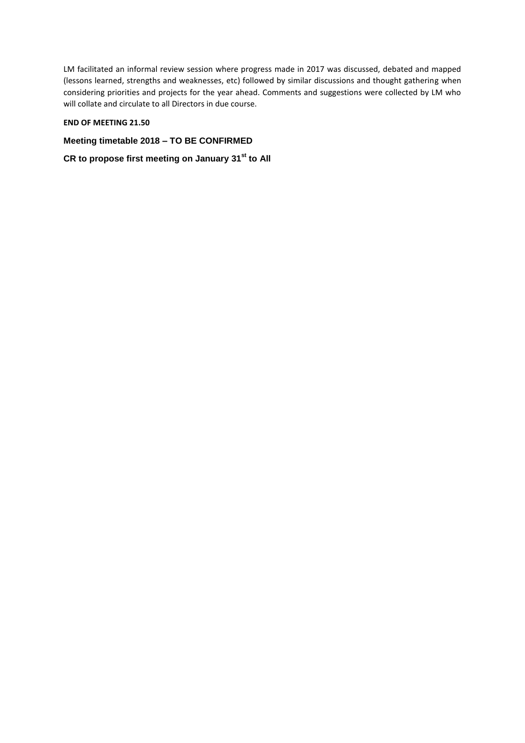LM facilitated an informal review session where progress made in 2017 was discussed, debated and mapped (lessons learned, strengths and weaknesses, etc) followed by similar discussions and thought gathering when considering priorities and projects for the year ahead. Comments and suggestions were collected by LM who will collate and circulate to all Directors in due course.

**END OF MEETING 21.50**

**Meeting timetable 2018 – TO BE CONFIRMED**

**CR to propose first meeting on January 31st to All**